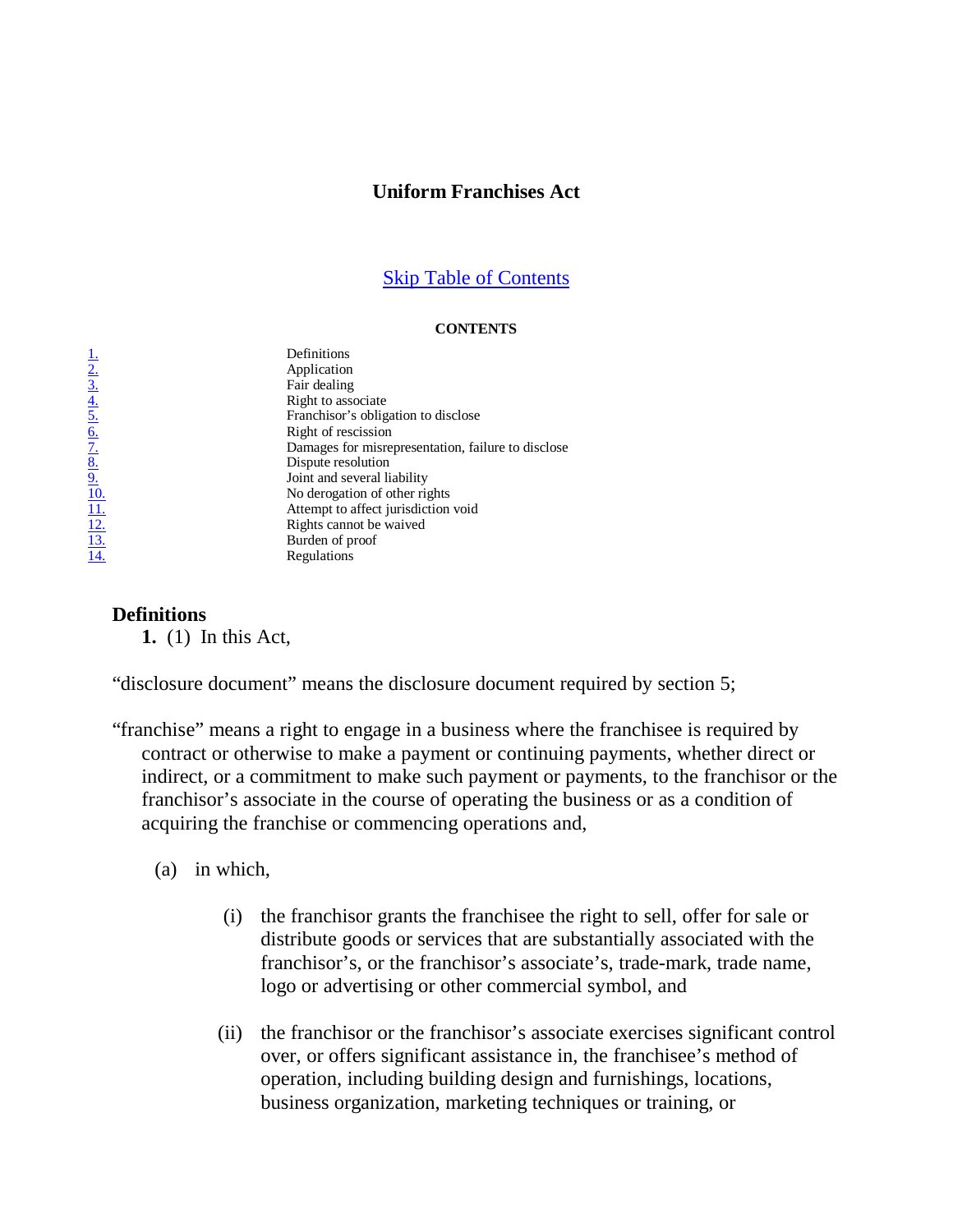# Uniform Franchises Act

Skip Table of Contents

**CONTENTS**

| | |
|---|---|
| 1. | Definitions |
| 2. | Application |
| 3. | Fair dealing |
| 4. | Right to associate |
| 5. | Franchisor's obligation to disclose |
| 6. | Right of rescission |
| 7. | Damages for misrepresentation, failure to disclose |
| 8. | Dispute resolution |
| 9. | Joint and several liability |
| 10. | No derogation of other rights |
| 11. | Attempt to affect jurisdiction void |
| 12. | Rights cannot be waived |
| 13. | Burden of proof |
| 14. | Regulations |

## Definitions

**1.** (1) In this Act,

"disclosure document" means the disclosure document required by section 5;

"franchise" means a right to engage in a business where the franchisee is required by contract or otherwise to make a payment or continuing payments, whether direct or indirect, or a commitment to make such payment or payments, to the franchisor or the franchisor's associate in the course of operating the business or as a condition of acquiring the franchise or commencing operations and,

(a) in which,

(i) the franchisor grants the franchisee the right to sell, offer for sale or distribute goods or services that are substantially associated with the franchisor's, or the franchisor's associate's, trade-mark, trade name, logo or advertising or other commercial symbol, and

(ii) the franchisor or the franchisor's associate exercises significant control over, or offers significant assistance in, the franchisee's method of operation, including building design and furnishings, locations, business organization, marketing techniques or training, or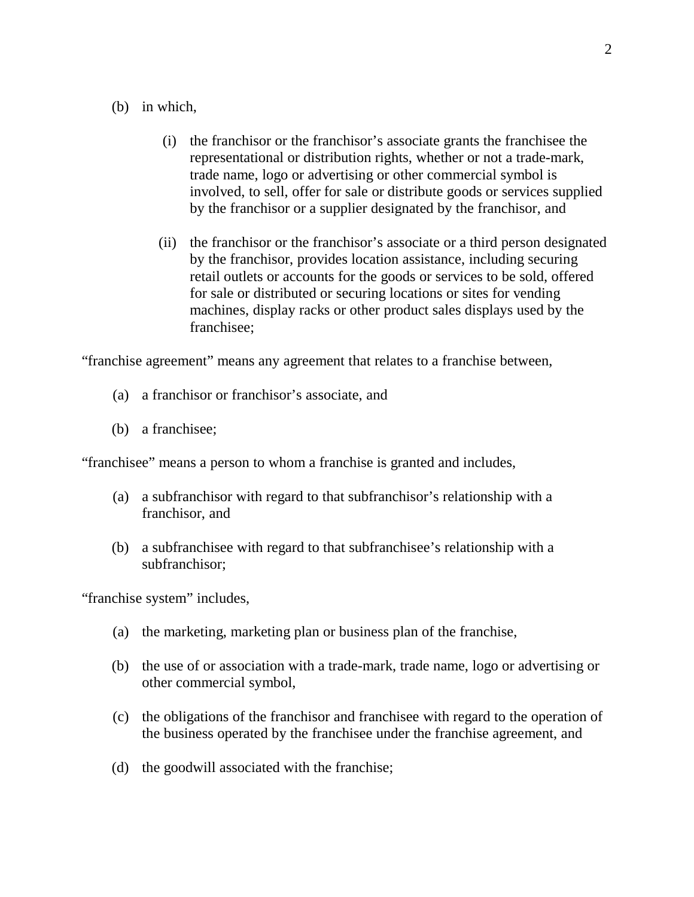(b) in which,

  (i) the franchisor or the franchisor's associate grants the franchisee the representational or distribution rights, whether or not a trade-mark, trade name, logo or advertising or other commercial symbol is involved, to sell, offer for sale or distribute goods or services supplied by the franchisor or a supplier designated by the franchisor, and

  (ii) the franchisor or the franchisor's associate or a third person designated by the franchisor, provides location assistance, including securing retail outlets or accounts for the goods or services to be sold, offered for sale or distributed or securing locations or sites for vending machines, display racks or other product sales displays used by the franchisee;

"franchise agreement" means any agreement that relates to a franchise between,

(a) a franchisor or franchisor's associate, and

(b) a franchisee;

"franchisee" means a person to whom a franchise is granted and includes,

(a) a subfranchisor with regard to that subfranchisor's relationship with a franchisor, and

(b) a subfranchisee with regard to that subfranchisee's relationship with a subfranchisor;

"franchise system" includes,

(a) the marketing, marketing plan or business plan of the franchise,

(b) the use of or association with a trade-mark, trade name, logo or advertising or other commercial symbol,

(c) the obligations of the franchisor and franchisee with regard to the operation of the business operated by the franchisee under the franchise agreement, and

(d) the goodwill associated with the franchise;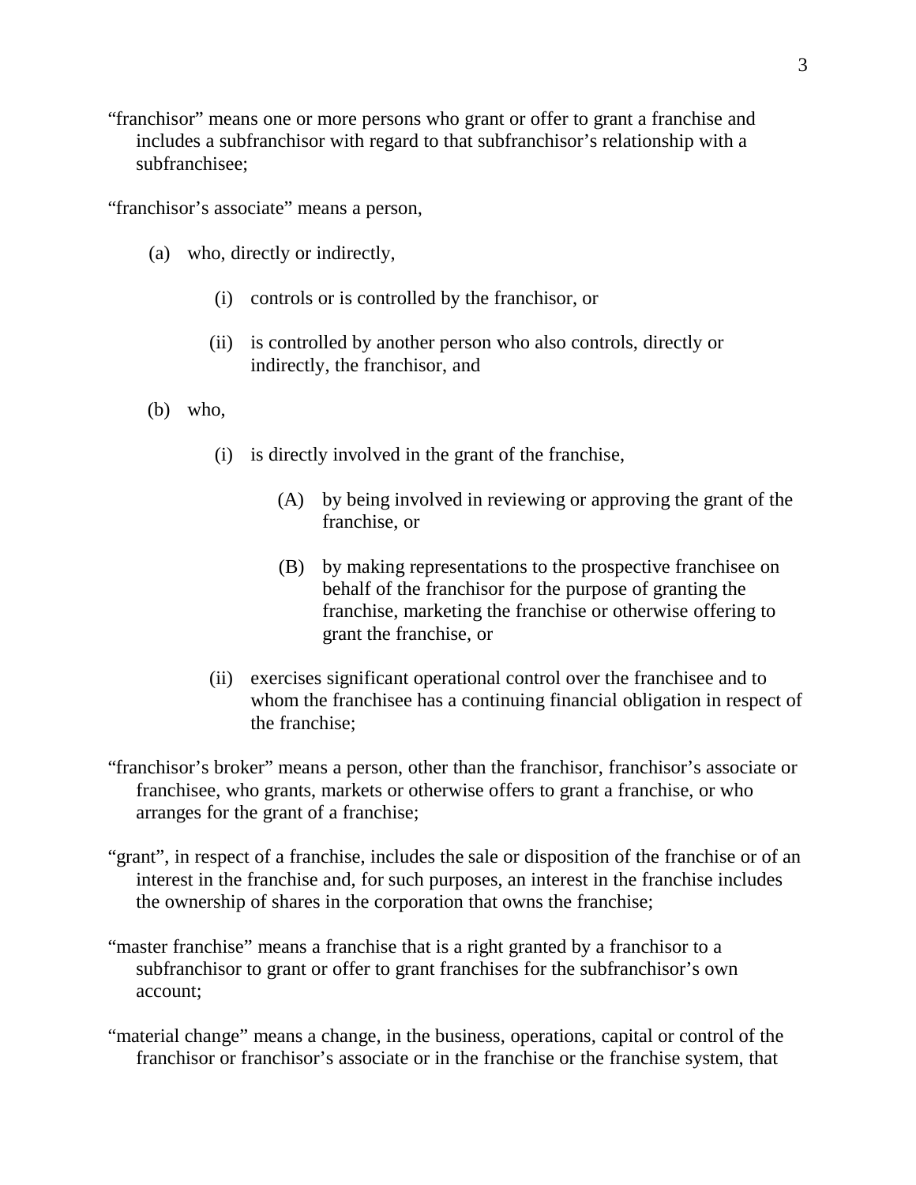"franchisor" means one or more persons who grant or offer to grant a franchise and includes a subfranchisor with regard to that subfranchisor's relationship with a subfranchisee;

"franchisor's associate" means a person,

- (a) who, directly or indirectly,
  - (i) controls or is controlled by the franchisor, or
  - (ii) is controlled by another person who also controls, directly or indirectly, the franchisor, and
- (b) who,
  - (i) is directly involved in the grant of the franchise,
    - (A) by being involved in reviewing or approving the grant of the franchise, or
    - (B) by making representations to the prospective franchisee on behalf of the franchisor for the purpose of granting the franchise, marketing the franchise or otherwise offering to grant the franchise, or
  - (ii) exercises significant operational control over the franchisee and to whom the franchisee has a continuing financial obligation in respect of the franchise;

"franchisor's broker" means a person, other than the franchisor, franchisor's associate or franchisee, who grants, markets or otherwise offers to grant a franchise, or who arranges for the grant of a franchise;

"grant", in respect of a franchise, includes the sale or disposition of the franchise or of an interest in the franchise and, for such purposes, an interest in the franchise includes the ownership of shares in the corporation that owns the franchise;

"master franchise" means a franchise that is a right granted by a franchisor to a subfranchisor to grant or offer to grant franchises for the subfranchisor's own account;

"material change" means a change, in the business, operations, capital or control of the franchisor or franchisor's associate or in the franchise or the franchise system, that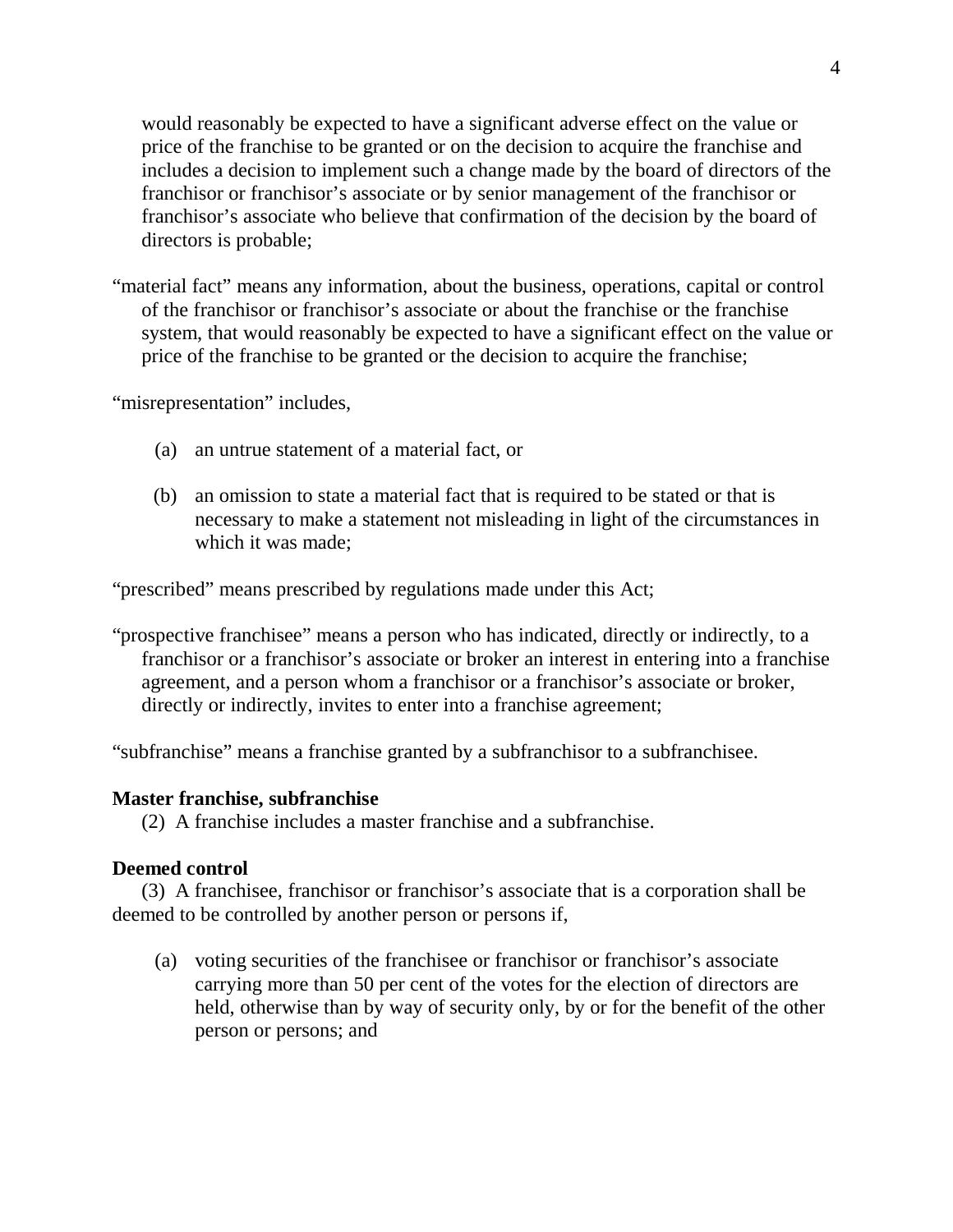would reasonably be expected to have a significant adverse effect on the value or price of the franchise to be granted or on the decision to acquire the franchise and includes a decision to implement such a change made by the board of directors of the franchisor or franchisor's associate or by senior management of the franchisor or franchisor's associate who believe that confirmation of the decision by the board of directors is probable;

"material fact" means any information, about the business, operations, capital or control of the franchisor or franchisor's associate or about the franchise or the franchise system, that would reasonably be expected to have a significant effect on the value or price of the franchise to be granted or the decision to acquire the franchise;

"misrepresentation" includes,

(a) an untrue statement of a material fact, or

(b) an omission to state a material fact that is required to be stated or that is necessary to make a statement not misleading in light of the circumstances in which it was made;

"prescribed" means prescribed by regulations made under this Act;

"prospective franchisee" means a person who has indicated, directly or indirectly, to a franchisor or a franchisor's associate or broker an interest in entering into a franchise agreement, and a person whom a franchisor or a franchisor's associate or broker, directly or indirectly, invites to enter into a franchise agreement;

"subfranchise" means a franchise granted by a subfranchisor to a subfranchisee.

**Master franchise, subfranchise**

(2) A franchise includes a master franchise and a subfranchise.

**Deemed control**

(3) A franchisee, franchisor or franchisor's associate that is a corporation shall be deemed to be controlled by another person or persons if,

(a) voting securities of the franchisee or franchisor or franchisor's associate carrying more than 50 per cent of the votes for the election of directors are held, otherwise than by way of security only, by or for the benefit of the other person or persons; and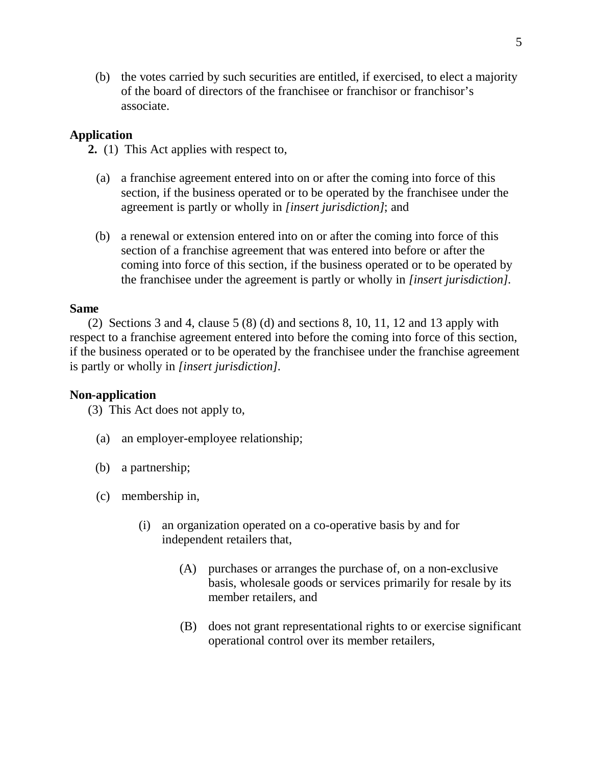(b) the votes carried by such securities are entitled, if exercised, to elect a majority of the board of directors of the franchisee or franchisor or franchisor's associate.

**Application**

**2.** (1) This Act applies with respect to,

(a) a franchise agreement entered into on or after the coming into force of this section, if the business operated or to be operated by the franchisee under the agreement is partly or wholly in *[insert jurisdiction]*; and

(b) a renewal or extension entered into on or after the coming into force of this section of a franchise agreement that was entered into before or after the coming into force of this section, if the business operated or to be operated by the franchisee under the agreement is partly or wholly in *[insert jurisdiction]*.

**Same**

(2) Sections 3 and 4, clause 5 (8) (d) and sections 8, 10, 11, 12 and 13 apply with respect to a franchise agreement entered into before the coming into force of this section, if the business operated or to be operated by the franchisee under the franchise agreement is partly or wholly in *[insert jurisdiction]*.

**Non-application**

(3) This Act does not apply to,

(a) an employer-employee relationship;

(b) a partnership;

(c) membership in,

(i) an organization operated on a co-operative basis by and for independent retailers that,

(A) purchases or arranges the purchase of, on a non-exclusive basis, wholesale goods or services primarily for resale by its member retailers, and

(B) does not grant representational rights to or exercise significant operational control over its member retailers,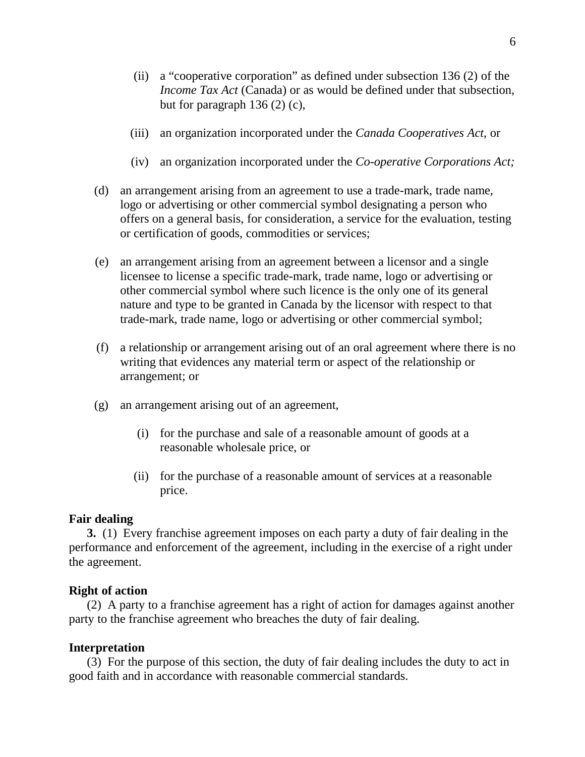(ii) a "cooperative corporation" as defined under subsection 136 (2) of the *Income Tax Act* (Canada) or as would be defined under that subsection, but for paragraph 136 (2) (c),

(iii) an organization incorporated under the *Canada Cooperatives Act*, or

(iv) an organization incorporated under the *Co-operative Corporations Act;*

(d) an arrangement arising from an agreement to use a trade-mark, trade name, logo or advertising or other commercial symbol designating a person who offers on a general basis, for consideration, a service for the evaluation, testing or certification of goods, commodities or services;

(e) an arrangement arising from an agreement between a licensor and a single licensee to license a specific trade-mark, trade name, logo or advertising or other commercial symbol where such licence is the only one of its general nature and type to be granted in Canada by the licensor with respect to that trade-mark, trade name, logo or advertising or other commercial symbol;

(f) a relationship or arrangement arising out of an oral agreement where there is no writing that evidences any material term or aspect of the relationship or arrangement; or

(g) an arrangement arising out of an agreement,

(i) for the purchase and sale of a reasonable amount of goods at a reasonable wholesale price, or

(ii) for the purchase of a reasonable amount of services at a reasonable price.

**Fair dealing**

**3.** (1) Every franchise agreement imposes on each party a duty of fair dealing in the performance and enforcement of the agreement, including in the exercise of a right under the agreement.

**Right of action**

(2) A party to a franchise agreement has a right of action for damages against another party to the franchise agreement who breaches the duty of fair dealing.

**Interpretation**

(3) For the purpose of this section, the duty of fair dealing includes the duty to act in good faith and in accordance with reasonable commercial standards.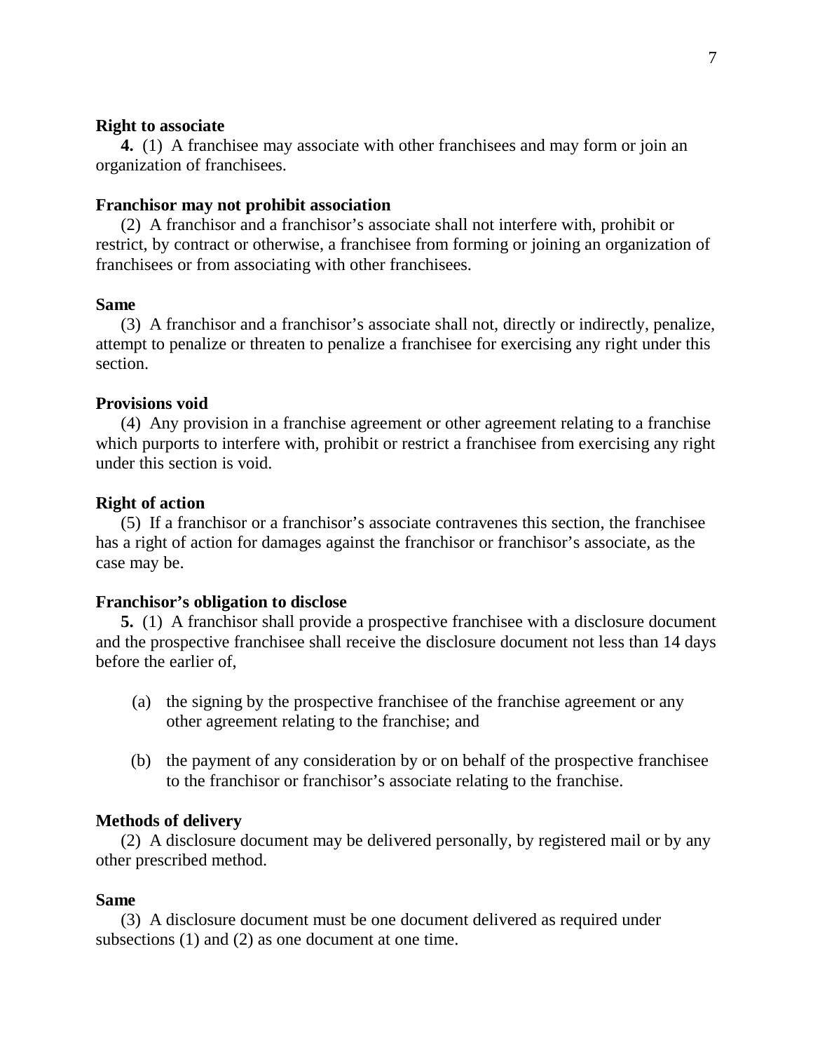**Right to associate**

**4.** (1) A franchisee may associate with other franchisees and may form or join an organization of franchisees.

**Franchisor may not prohibit association**

(2) A franchisor and a franchisor's associate shall not interfere with, prohibit or restrict, by contract or otherwise, a franchisee from forming or joining an organization of franchisees or from associating with other franchisees.

**Same**

(3) A franchisor and a franchisor's associate shall not, directly or indirectly, penalize, attempt to penalize or threaten to penalize a franchisee for exercising any right under this section.

**Provisions void**

(4) Any provision in a franchise agreement or other agreement relating to a franchise which purports to interfere with, prohibit or restrict a franchisee from exercising any right under this section is void.

**Right of action**

(5) If a franchisor or a franchisor's associate contravenes this section, the franchisee has a right of action for damages against the franchisor or franchisor's associate, as the case may be.

**Franchisor's obligation to disclose**

**5.** (1) A franchisor shall provide a prospective franchisee with a disclosure document and the prospective franchisee shall receive the disclosure document not less than 14 days before the earlier of,

(a) the signing by the prospective franchisee of the franchise agreement or any other agreement relating to the franchise; and

(b) the payment of any consideration by or on behalf of the prospective franchisee to the franchisor or franchisor's associate relating to the franchise.

**Methods of delivery**

(2) A disclosure document may be delivered personally, by registered mail or by any other prescribed method.

**Same**

(3) A disclosure document must be one document delivered as required under subsections (1) and (2) as one document at one time.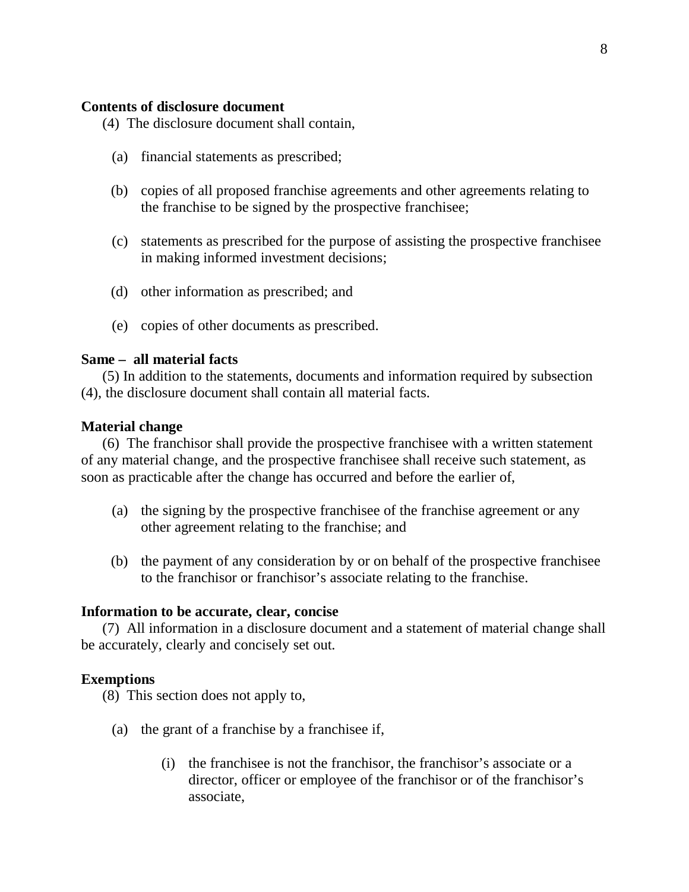**Contents of disclosure document**

(4) The disclosure document shall contain,

(a) financial statements as prescribed;

(b) copies of all proposed franchise agreements and other agreements relating to the franchise to be signed by the prospective franchisee;

(c) statements as prescribed for the purpose of assisting the prospective franchisee in making informed investment decisions;

(d) other information as prescribed; and

(e) copies of other documents as prescribed.

**Same – all material facts**

(5) In addition to the statements, documents and information required by subsection (4), the disclosure document shall contain all material facts.

**Material change**

(6) The franchisor shall provide the prospective franchisee with a written statement of any material change, and the prospective franchisee shall receive such statement, as soon as practicable after the change has occurred and before the earlier of,

(a) the signing by the prospective franchisee of the franchise agreement or any other agreement relating to the franchise; and

(b) the payment of any consideration by or on behalf of the prospective franchisee to the franchisor or franchisor's associate relating to the franchise.

**Information to be accurate, clear, concise**

(7) All information in a disclosure document and a statement of material change shall be accurately, clearly and concisely set out.

**Exemptions**

(8) This section does not apply to,

(a) the grant of a franchise by a franchisee if,

(i) the franchisee is not the franchisor, the franchisor's associate or a director, officer or employee of the franchisor or of the franchisor's associate,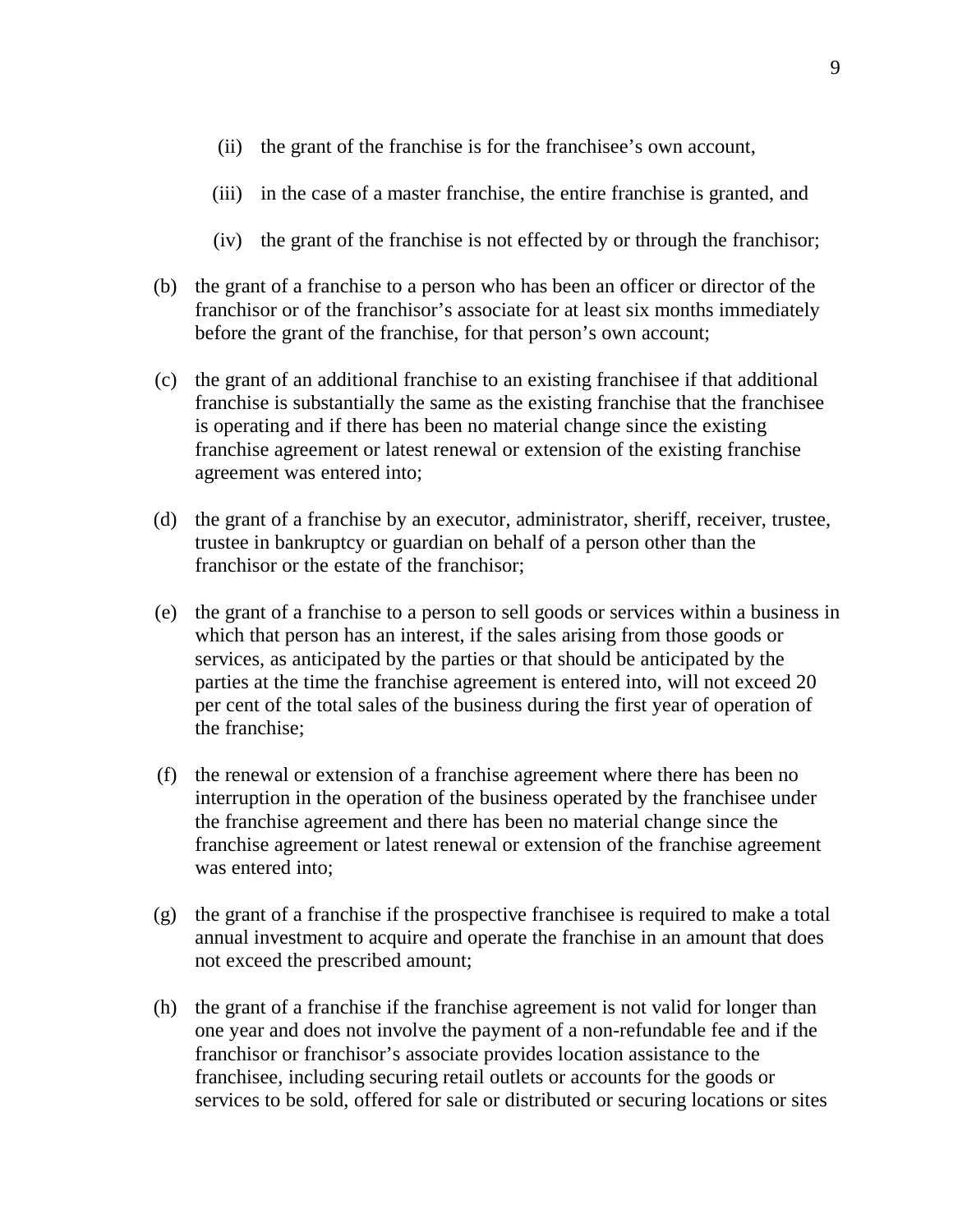(ii) the grant of the franchise is for the franchisee's own account,

(iii) in the case of a master franchise, the entire franchise is granted, and

(iv) the grant of the franchise is not effected by or through the franchisor;

(b) the grant of a franchise to a person who has been an officer or director of the franchisor or of the franchisor's associate for at least six months immediately before the grant of the franchise, for that person's own account;

(c) the grant of an additional franchise to an existing franchisee if that additional franchise is substantially the same as the existing franchise that the franchisee is operating and if there has been no material change since the existing franchise agreement or latest renewal or extension of the existing franchise agreement was entered into;

(d) the grant of a franchise by an executor, administrator, sheriff, receiver, trustee, trustee in bankruptcy or guardian on behalf of a person other than the franchisor or the estate of the franchisor;

(e) the grant of a franchise to a person to sell goods or services within a business in which that person has an interest, if the sales arising from those goods or services, as anticipated by the parties or that should be anticipated by the parties at the time the franchise agreement is entered into, will not exceed 20 per cent of the total sales of the business during the first year of operation of the franchise;

(f) the renewal or extension of a franchise agreement where there has been no interruption in the operation of the business operated by the franchisee under the franchise agreement and there has been no material change since the franchise agreement or latest renewal or extension of the franchise agreement was entered into;

(g) the grant of a franchise if the prospective franchisee is required to make a total annual investment to acquire and operate the franchise in an amount that does not exceed the prescribed amount;

(h) the grant of a franchise if the franchise agreement is not valid for longer than one year and does not involve the payment of a non-refundable fee and if the franchisor or franchisor's associate provides location assistance to the franchisee, including securing retail outlets or accounts for the goods or services to be sold, offered for sale or distributed or securing locations or sites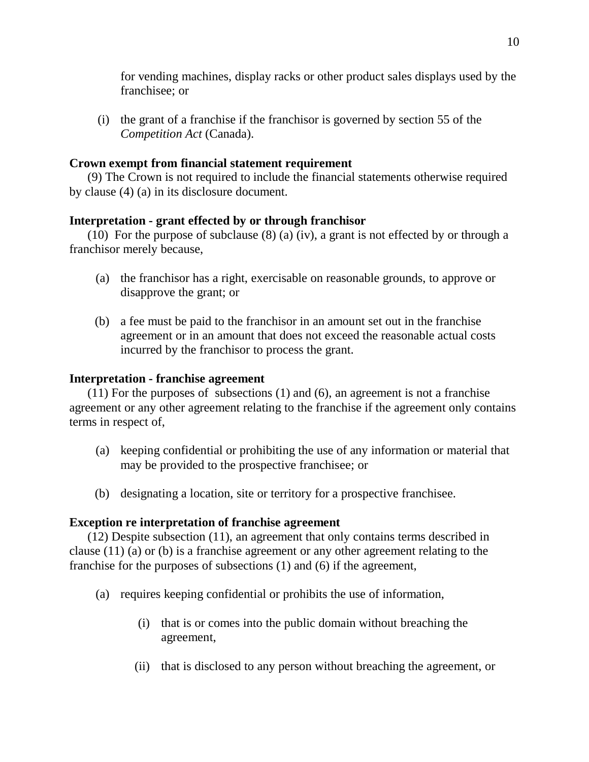for vending machines, display racks or other product sales displays used by the franchisee; or

(i) the grant of a franchise if the franchisor is governed by section 55 of the *Competition Act* (Canada).

**Crown exempt from financial statement requirement**

(9) The Crown is not required to include the financial statements otherwise required by clause (4) (a) in its disclosure document.

**Interpretation - grant effected by or through franchisor**

(10) For the purpose of subclause (8) (a) (iv), a grant is not effected by or through a franchisor merely because,

(a) the franchisor has a right, exercisable on reasonable grounds, to approve or disapprove the grant; or

(b) a fee must be paid to the franchisor in an amount set out in the franchise agreement or in an amount that does not exceed the reasonable actual costs incurred by the franchisor to process the grant.

**Interpretation - franchise agreement**

(11) For the purposes of subsections (1) and (6), an agreement is not a franchise agreement or any other agreement relating to the franchise if the agreement only contains terms in respect of,

(a) keeping confidential or prohibiting the use of any information or material that may be provided to the prospective franchisee; or

(b) designating a location, site or territory for a prospective franchisee.

**Exception re interpretation of franchise agreement**

(12) Despite subsection (11), an agreement that only contains terms described in clause (11) (a) or (b) is a franchise agreement or any other agreement relating to the franchise for the purposes of subsections (1) and (6) if the agreement,

(a) requires keeping confidential or prohibits the use of information,

  (i) that is or comes into the public domain without breaching the agreement,

  (ii) that is disclosed to any person without breaching the agreement, or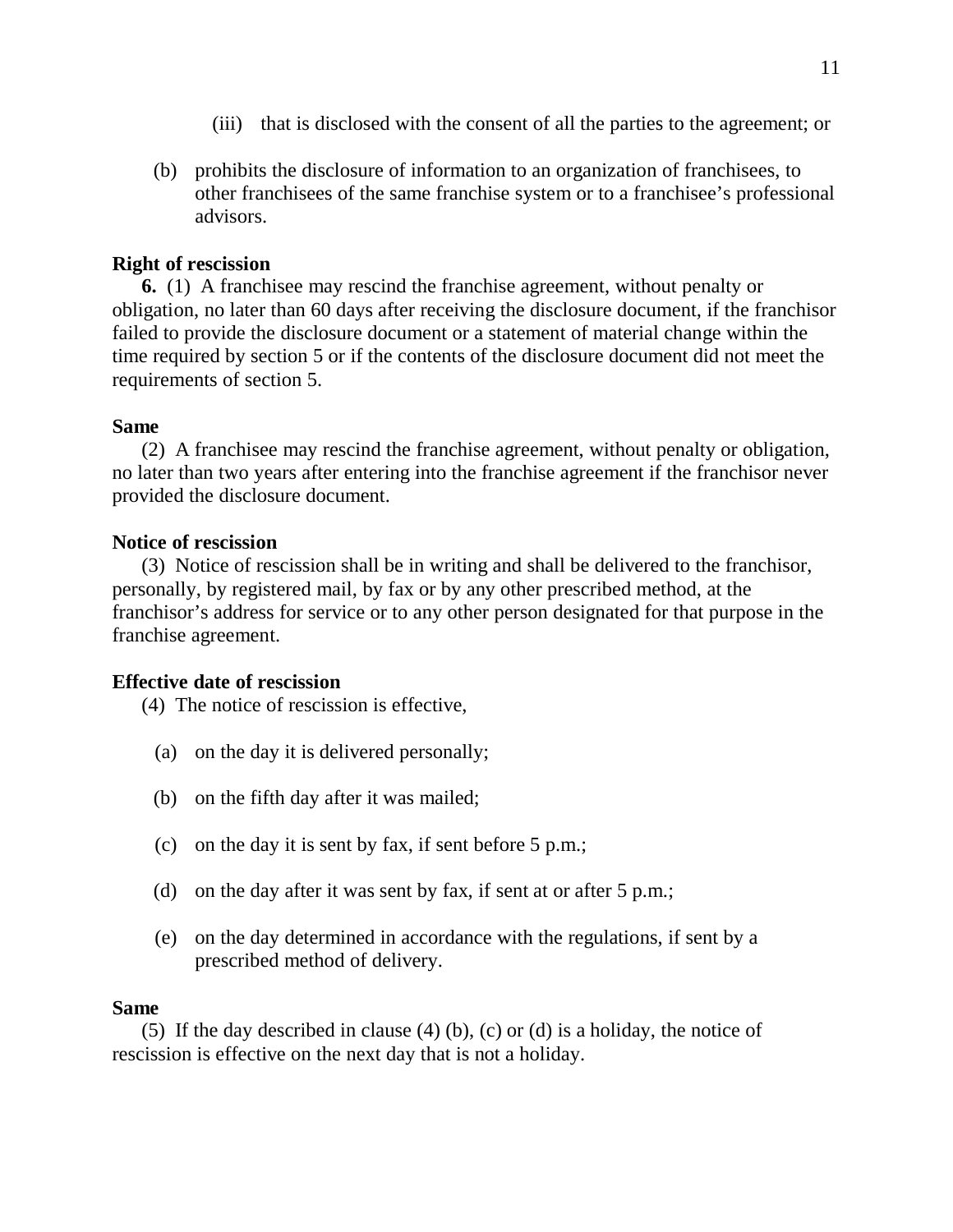(iii) that is disclosed with the consent of all the parties to the agreement; or

(b) prohibits the disclosure of information to an organization of franchisees, to other franchisees of the same franchise system or to a franchisee's professional advisors.

**Right of rescission**

**6.** (1) A franchisee may rescind the franchise agreement, without penalty or obligation, no later than 60 days after receiving the disclosure document, if the franchisor failed to provide the disclosure document or a statement of material change within the time required by section 5 or if the contents of the disclosure document did not meet the requirements of section 5.

**Same**

(2) A franchisee may rescind the franchise agreement, without penalty or obligation, no later than two years after entering into the franchise agreement if the franchisor never provided the disclosure document.

**Notice of rescission**

(3) Notice of rescission shall be in writing and shall be delivered to the franchisor, personally, by registered mail, by fax or by any other prescribed method, at the franchisor's address for service or to any other person designated for that purpose in the franchise agreement.

**Effective date of rescission**

(4) The notice of rescission is effective,

(a) on the day it is delivered personally;

(b) on the fifth day after it was mailed;

(c) on the day it is sent by fax, if sent before 5 p.m.;

(d) on the day after it was sent by fax, if sent at or after 5 p.m.;

(e) on the day determined in accordance with the regulations, if sent by a prescribed method of delivery.

**Same**

(5) If the day described in clause (4) (b), (c) or (d) is a holiday, the notice of rescission is effective on the next day that is not a holiday.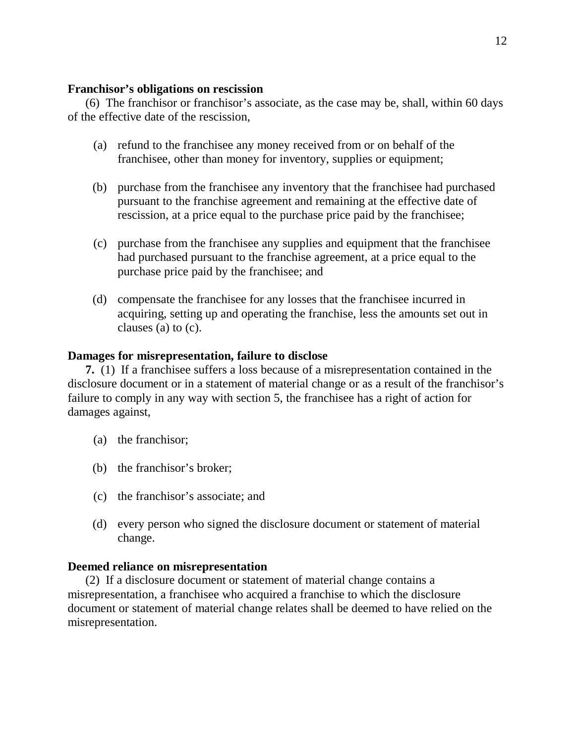**Franchisor's obligations on rescission**

(6) The franchisor or franchisor's associate, as the case may be, shall, within 60 days of the effective date of the rescission,

(a) refund to the franchisee any money received from or on behalf of the franchisee, other than money for inventory, supplies or equipment;

(b) purchase from the franchisee any inventory that the franchisee had purchased pursuant to the franchise agreement and remaining at the effective date of rescission, at a price equal to the purchase price paid by the franchisee;

(c) purchase from the franchisee any supplies and equipment that the franchisee had purchased pursuant to the franchise agreement, at a price equal to the purchase price paid by the franchisee; and

(d) compensate the franchisee for any losses that the franchisee incurred in acquiring, setting up and operating the franchise, less the amounts set out in clauses (a) to (c).

**Damages for misrepresentation, failure to disclose**

**7.** (1) If a franchisee suffers a loss because of a misrepresentation contained in the disclosure document or in a statement of material change or as a result of the franchisor's failure to comply in any way with section 5, the franchisee has a right of action for damages against,

(a) the franchisor;

(b) the franchisor's broker;

(c) the franchisor's associate; and

(d) every person who signed the disclosure document or statement of material change.

**Deemed reliance on misrepresentation**

(2) If a disclosure document or statement of material change contains a misrepresentation, a franchisee who acquired a franchise to which the disclosure document or statement of material change relates shall be deemed to have relied on the misrepresentation.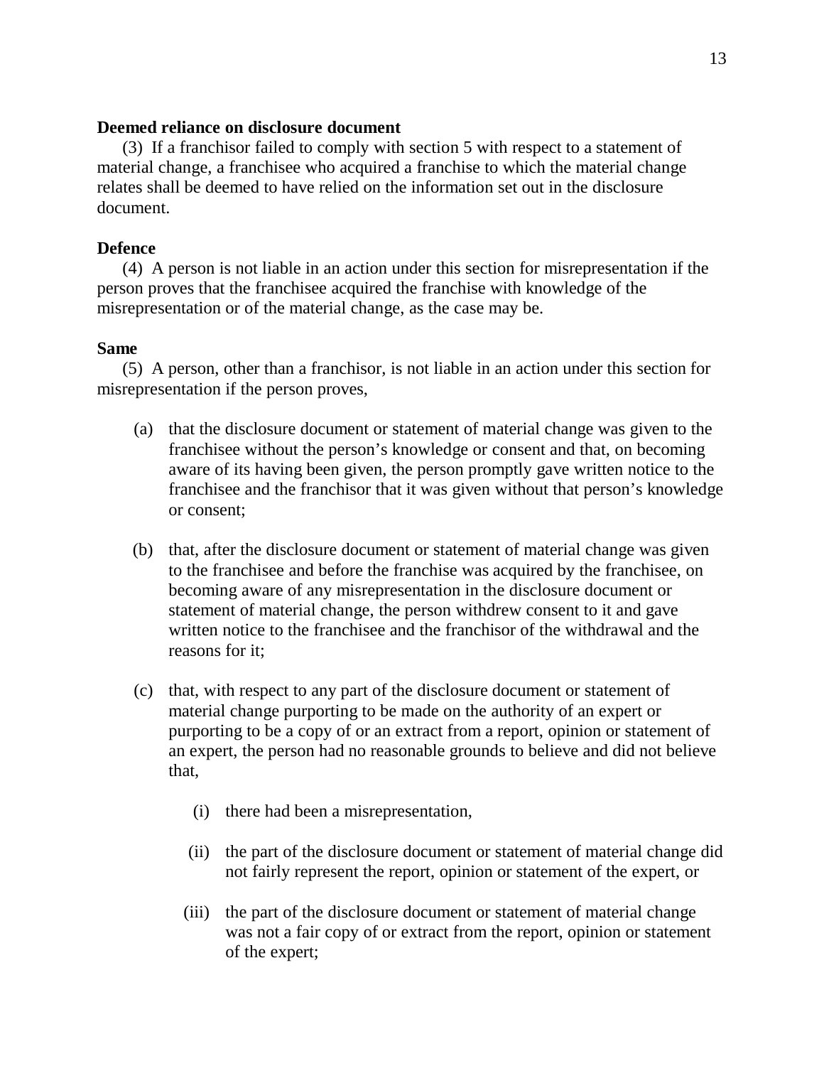**Deemed reliance on disclosure document**

(3) If a franchisor failed to comply with section 5 with respect to a statement of material change, a franchisee who acquired a franchise to which the material change relates shall be deemed to have relied on the information set out in the disclosure document.

**Defence**

(4) A person is not liable in an action under this section for misrepresentation if the person proves that the franchisee acquired the franchise with knowledge of the misrepresentation or of the material change, as the case may be.

**Same**

(5) A person, other than a franchisor, is not liable in an action under this section for misrepresentation if the person proves,

(a) that the disclosure document or statement of material change was given to the franchisee without the person's knowledge or consent and that, on becoming aware of its having been given, the person promptly gave written notice to the franchisee and the franchisor that it was given without that person's knowledge or consent;

(b) that, after the disclosure document or statement of material change was given to the franchisee and before the franchise was acquired by the franchisee, on becoming aware of any misrepresentation in the disclosure document or statement of material change, the person withdrew consent to it and gave written notice to the franchisee and the franchisor of the withdrawal and the reasons for it;

(c) that, with respect to any part of the disclosure document or statement of material change purporting to be made on the authority of an expert or purporting to be a copy of or an extract from a report, opinion or statement of an expert, the person had no reasonable grounds to believe and did not believe that,

(i) there had been a misrepresentation,

(ii) the part of the disclosure document or statement of material change did not fairly represent the report, opinion or statement of the expert, or

(iii) the part of the disclosure document or statement of material change was not a fair copy of or extract from the report, opinion or statement of the expert;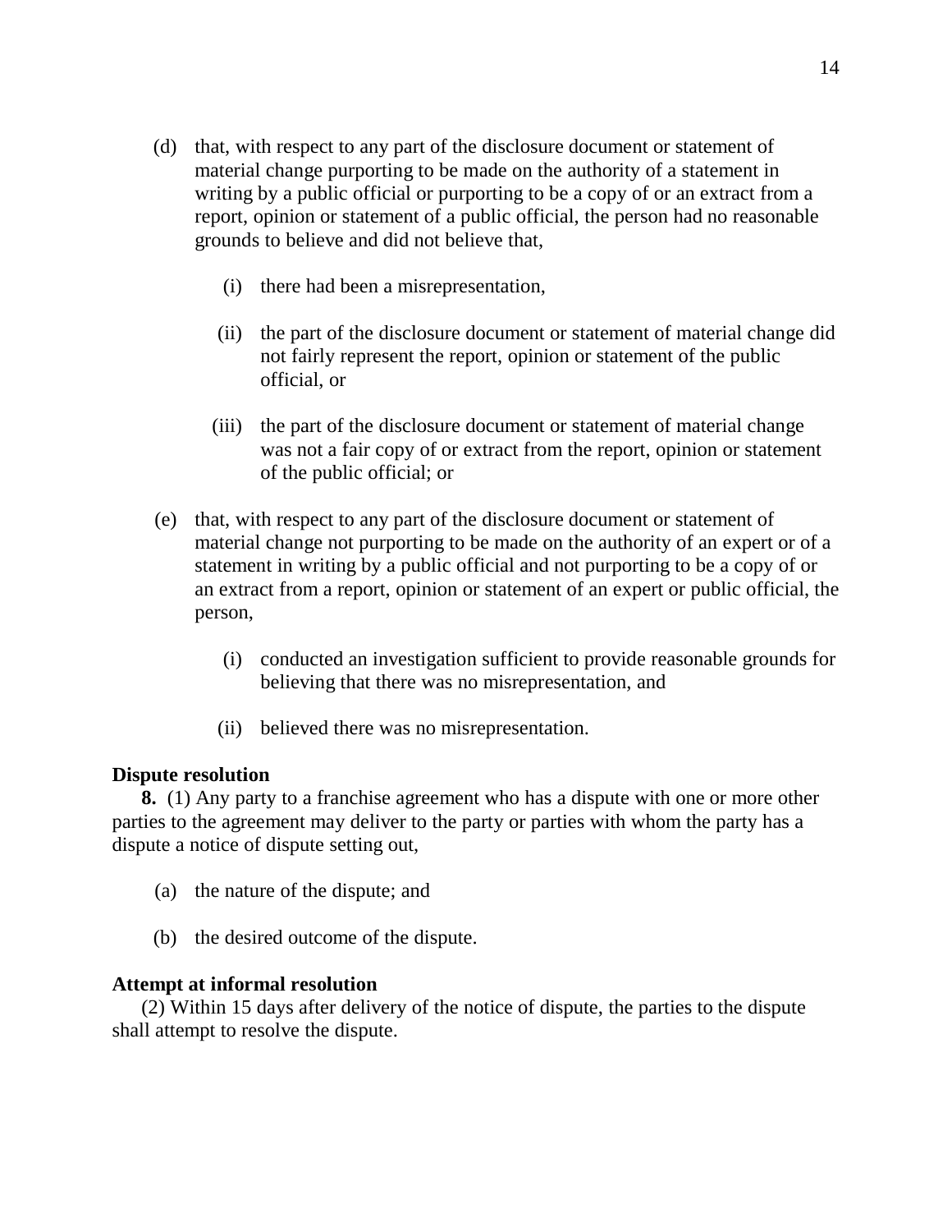(d) that, with respect to any part of the disclosure document or statement of material change purporting to be made on the authority of a statement in writing by a public official or purporting to be a copy of or an extract from a report, opinion or statement of a public official, the person had no reasonable grounds to believe and did not believe that,

  (i) there had been a misrepresentation,

  (ii) the part of the disclosure document or statement of material change did not fairly represent the report, opinion or statement of the public official, or

  (iii) the part of the disclosure document or statement of material change was not a fair copy of or extract from the report, opinion or statement of the public official; or

(e) that, with respect to any part of the disclosure document or statement of material change not purporting to be made on the authority of an expert or of a statement in writing by a public official and not purporting to be a copy of or an extract from a report, opinion or statement of an expert or public official, the person,

  (i) conducted an investigation sufficient to provide reasonable grounds for believing that there was no misrepresentation, and

  (ii) believed there was no misrepresentation.

**Dispute resolution**

**8.** (1) Any party to a franchise agreement who has a dispute with one or more other parties to the agreement may deliver to the party or parties with whom the party has a dispute a notice of dispute setting out,

(a) the nature of the dispute; and

(b) the desired outcome of the dispute.

**Attempt at informal resolution**

(2) Within 15 days after delivery of the notice of dispute, the parties to the dispute shall attempt to resolve the dispute.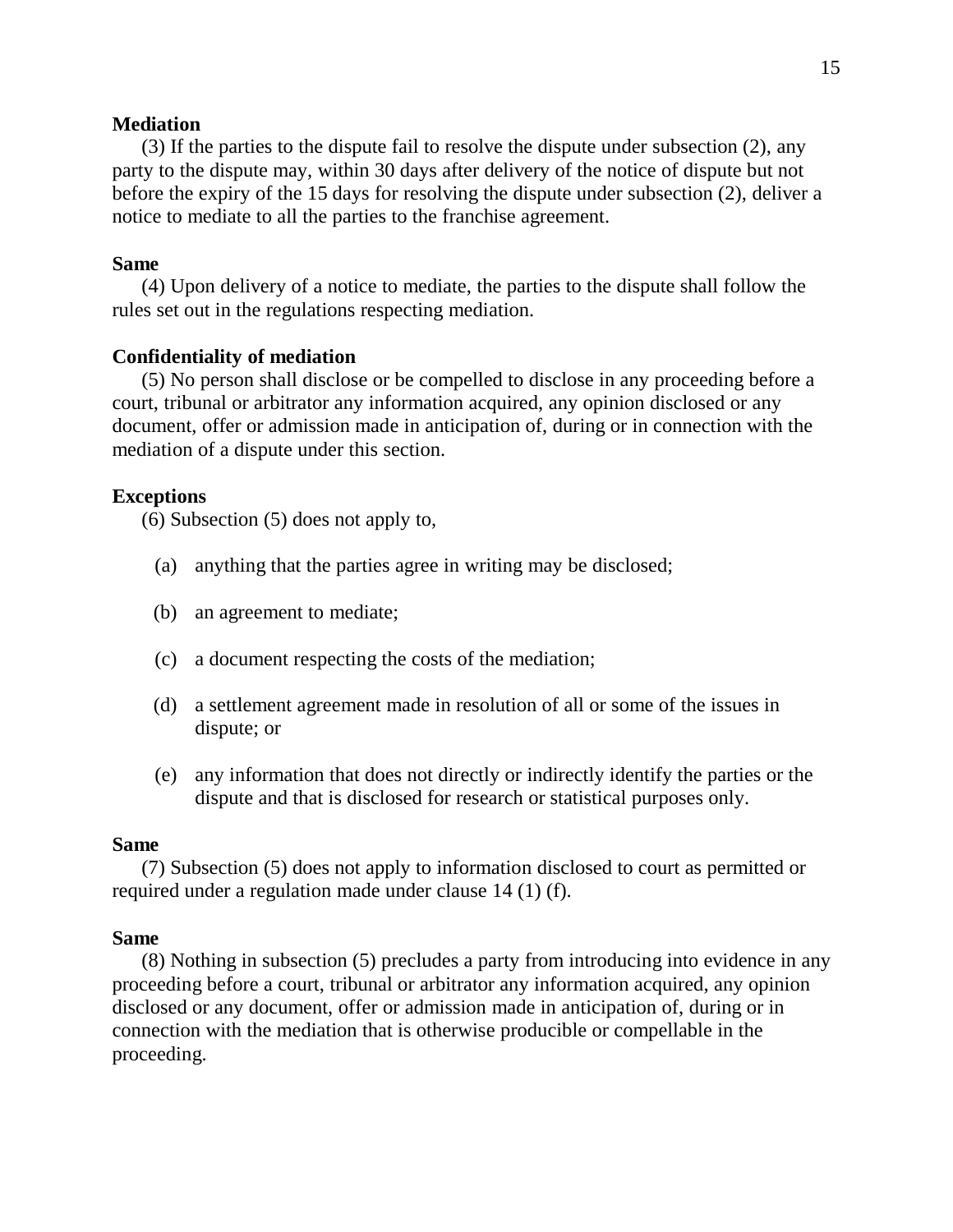**Mediation**

(3) If the parties to the dispute fail to resolve the dispute under subsection (2), any party to the dispute may, within 30 days after delivery of the notice of dispute but not before the expiry of the 15 days for resolving the dispute under subsection (2), deliver a notice to mediate to all the parties to the franchise agreement.

**Same**

(4) Upon delivery of a notice to mediate, the parties to the dispute shall follow the rules set out in the regulations respecting mediation.

**Confidentiality of mediation**

(5) No person shall disclose or be compelled to disclose in any proceeding before a court, tribunal or arbitrator any information acquired, any opinion disclosed or any document, offer or admission made in anticipation of, during or in connection with the mediation of a dispute under this section.

**Exceptions**

(6) Subsection (5) does not apply to,

(a) anything that the parties agree in writing may be disclosed;

(b) an agreement to mediate;

(c) a document respecting the costs of the mediation;

(d) a settlement agreement made in resolution of all or some of the issues in dispute; or

(e) any information that does not directly or indirectly identify the parties or the dispute and that is disclosed for research or statistical purposes only.

**Same**

(7) Subsection (5) does not apply to information disclosed to court as permitted or required under a regulation made under clause 14 (1) (f).

**Same**

(8) Nothing in subsection (5) precludes a party from introducing into evidence in any proceeding before a court, tribunal or arbitrator any information acquired, any opinion disclosed or any document, offer or admission made in anticipation of, during or in connection with the mediation that is otherwise producible or compellable in the proceeding.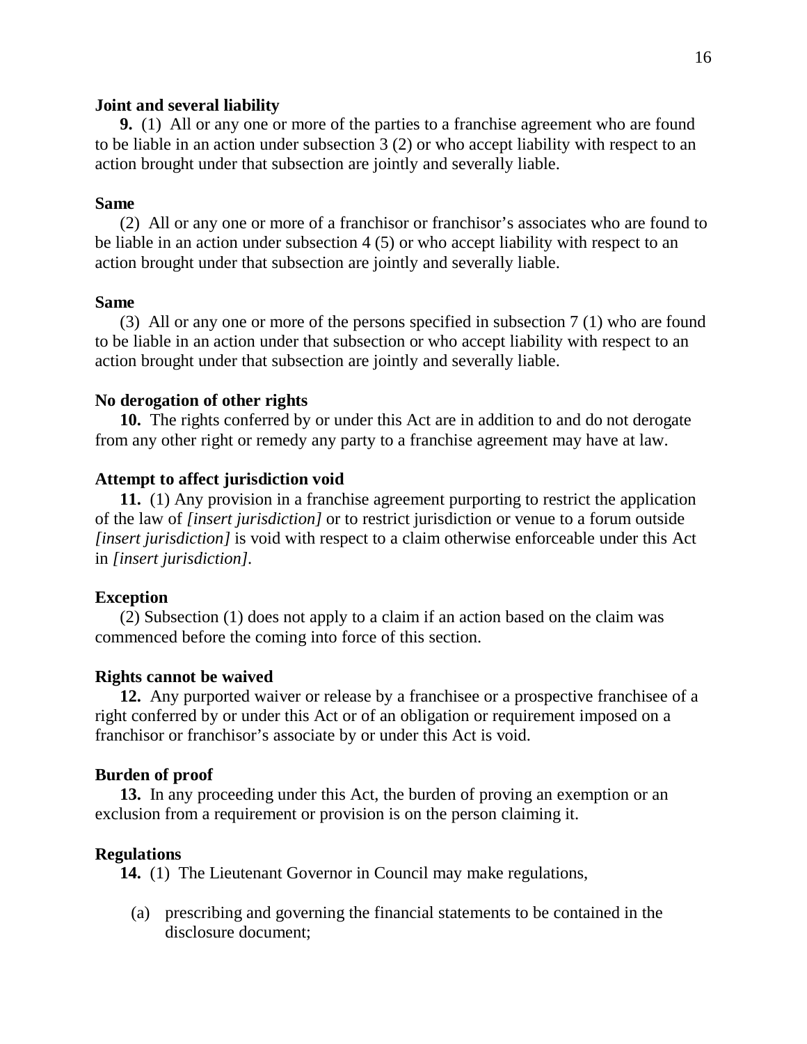**Joint and several liability**

**9.** (1) All or any one or more of the parties to a franchise agreement who are found to be liable in an action under subsection 3 (2) or who accept liability with respect to an action brought under that subsection are jointly and severally liable.

**Same**

(2) All or any one or more of a franchisor or franchisor's associates who are found to be liable in an action under subsection 4 (5) or who accept liability with respect to an action brought under that subsection are jointly and severally liable.

**Same**

(3) All or any one or more of the persons specified in subsection 7 (1) who are found to be liable in an action under that subsection or who accept liability with respect to an action brought under that subsection are jointly and severally liable.

**No derogation of other rights**

**10.** The rights conferred by or under this Act are in addition to and do not derogate from any other right or remedy any party to a franchise agreement may have at law.

**Attempt to affect jurisdiction void**

**11.** (1) Any provision in a franchise agreement purporting to restrict the application of the law of *[insert jurisdiction]* or to restrict jurisdiction or venue to a forum outside *[insert jurisdiction]* is void with respect to a claim otherwise enforceable under this Act in *[insert jurisdiction]*.

**Exception**

(2) Subsection (1) does not apply to a claim if an action based on the claim was commenced before the coming into force of this section.

**Rights cannot be waived**

**12.** Any purported waiver or release by a franchisee or a prospective franchisee of a right conferred by or under this Act or of an obligation or requirement imposed on a franchisor or franchisor's associate by or under this Act is void.

**Burden of proof**

**13.** In any proceeding under this Act, the burden of proving an exemption or an exclusion from a requirement or provision is on the person claiming it.

**Regulations**

**14.** (1) The Lieutenant Governor in Council may make regulations,

(a) prescribing and governing the financial statements to be contained in the disclosure document;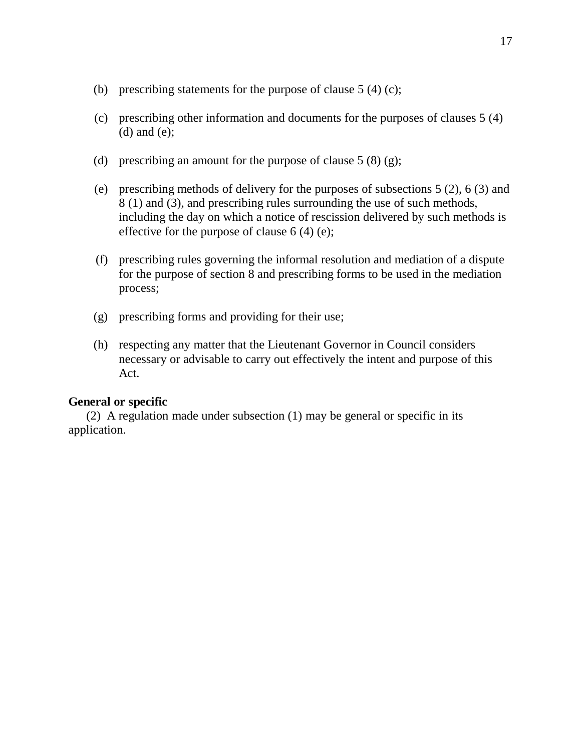(b) prescribing statements for the purpose of clause 5 (4) (c);

(c) prescribing other information and documents for the purposes of clauses 5 (4) (d) and (e);

(d) prescribing an amount for the purpose of clause 5 (8) (g);

(e) prescribing methods of delivery for the purposes of subsections 5 (2), 6 (3) and 8 (1) and (3), and prescribing rules surrounding the use of such methods, including the day on which a notice of rescission delivered by such methods is effective for the purpose of clause 6 (4) (e);

(f) prescribing rules governing the informal resolution and mediation of a dispute for the purpose of section 8 and prescribing forms to be used in the mediation process;

(g) prescribing forms and providing for their use;

(h) respecting any matter that the Lieutenant Governor in Council considers necessary or advisable to carry out effectively the intent and purpose of this Act.

**General or specific**

(2) A regulation made under subsection (1) may be general or specific in its application.